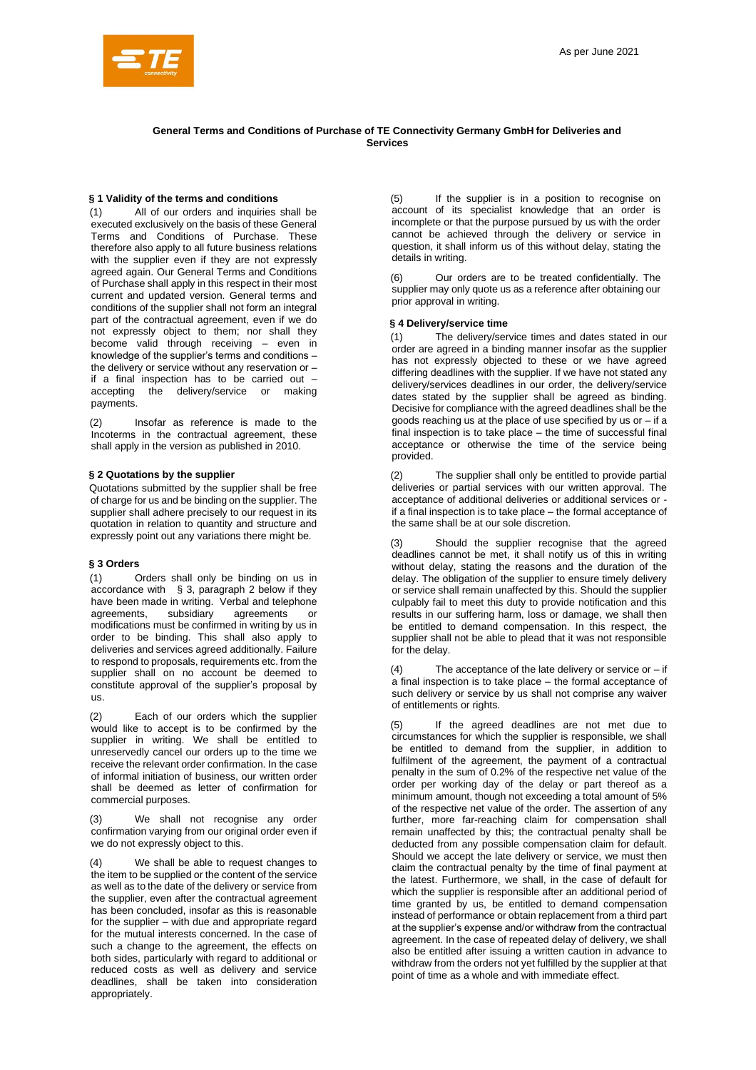As per June 2021

# General Terms and Conditions of Purchase of TE Connectivity Germany GmbH for Deliveries and Services

## § 1 Validity of the terms and conditions

(1) All of our orders and inquiries shall be executed exclusively on the basis of these General Terms and Conditions of Purchase. These therefore also apply to all future business relations with the supplier even if they are not expressly agreed again. Our General Terms and Conditions of Purchase shall apply in this respect in their most current and updated version. General terms and conditions of the supplier shall not form an integral part of the contractual agreement, even if we do not expressly object to them; nor shall they become valid through receiving – even in knowledge of the supplier's terms and conditions – the delivery or service without any reservation or – if a final inspection has to be carried out – accepting the delivery/service or making payments.

(2) Insofar as reference is made to the Incoterms in the contractual agreement, these shall apply in the version as published in 2010.

## § 2 Quotations by the supplier

Quotations submitted by the supplier shall be free of charge for us and be binding on the supplier. The supplier shall adhere precisely to our request in its quotation in relation to quantity and structure and expressly point out any variations there might be.

## § 3 Orders

(1) Orders shall only be binding on us in accordance with § 3, paragraph 2 below if they have been made in writing. Verbal and telephone agreements, subsidiary agreements or modifications must be confirmed in writing by us in order to be binding. This shall also apply to deliveries and services agreed additionally. Failure to respond to proposals, requirements etc. from the supplier shall on no account be deemed to constitute approval of the supplier's proposal by us.

(2) Each of our orders which the supplier would like to accept is to be confirmed by the supplier in writing. We shall be entitled to unreservedly cancel our orders up to the time we receive the relevant order confirmation. In the case of informal initiation of business, our written order shall be deemed as letter of confirmation for commercial purposes.

(3) We shall not recognise any order confirmation varying from our original order even if we do not expressly object to this.

(4) We shall be able to request changes to the item to be supplied or the content of the service as well as to the date of the delivery or service from the supplier, even after the contractual agreement has been concluded, insofar as this is reasonable for the supplier – with due and appropriate regard for the mutual interests concerned. In the case of such a change to the agreement, the effects on both sides, particularly with regard to additional or reduced costs as well as delivery and service deadlines, shall be taken into consideration appropriately.

(5) If the supplier is in a position to recognise on account of its specialist knowledge that an order is incomplete or that the purpose pursued by us with the order cannot be achieved through the delivery or service in question, it shall inform us of this without delay, stating the details in writing.

(6) Our orders are to be treated confidentially. The supplier may only quote us as a reference after obtaining our prior approval in writing.

## § 4 Delivery/service time

(1) The delivery/service times and dates stated in our order are agreed in a binding manner insofar as the supplier has not expressly objected to these or we have agreed differing deadlines with the supplier. If we have not stated any delivery/services deadlines in our order, the delivery/service dates stated by the supplier shall be agreed as binding. Decisive for compliance with the agreed deadlines shall be the goods reaching us at the place of use specified by us or – if a final inspection is to take place – the time of successful final acceptance or otherwise the time of the service being provided.

(2) The supplier shall only be entitled to provide partial deliveries or partial services with our written approval. The acceptance of additional deliveries or additional services or - if a final inspection is to take place – the formal acceptance of the same shall be at our sole discretion.

(3) Should the supplier recognise that the agreed deadlines cannot be met, it shall notify us of this in writing without delay, stating the reasons and the duration of the delay. The obligation of the supplier to ensure timely delivery or service shall remain unaffected by this. Should the supplier culpably fail to meet this duty to provide notification and this results in our suffering harm, loss or damage, we shall then be entitled to demand compensation. In this respect, the supplier shall not be able to plead that it was not responsible for the delay.

(4) The acceptance of the late delivery or service or – if a final inspection is to take place – the formal acceptance of such delivery or service by us shall not comprise any waiver of entitlements or rights.

(5) If the agreed deadlines are not met due to circumstances for which the supplier is responsible, we shall be entitled to demand from the supplier, in addition to fulfilment of the agreement, the payment of a contractual penalty in the sum of 0.2% of the respective net value of the order per working day of the delay or part thereof as a minimum amount, though not exceeding a total amount of 5% of the respective net value of the order. The assertion of any further, more far-reaching claim for compensation shall remain unaffected by this; the contractual penalty shall be deducted from any possible compensation claim for default. Should we accept the late delivery or service, we must then claim the contractual penalty by the time of final payment at the latest. Furthermore, we shall, in the case of default for which the supplier is responsible after an additional period of time granted by us, be entitled to demand compensation instead of performance or obtain replacement from a third part at the supplier's expense and/or withdraw from the contractual agreement. In the case of repeated delay of delivery, we shall also be entitled after issuing a written caution in advance to withdraw from the orders not yet fulfilled by the supplier at that point of time as a whole and with immediate effect.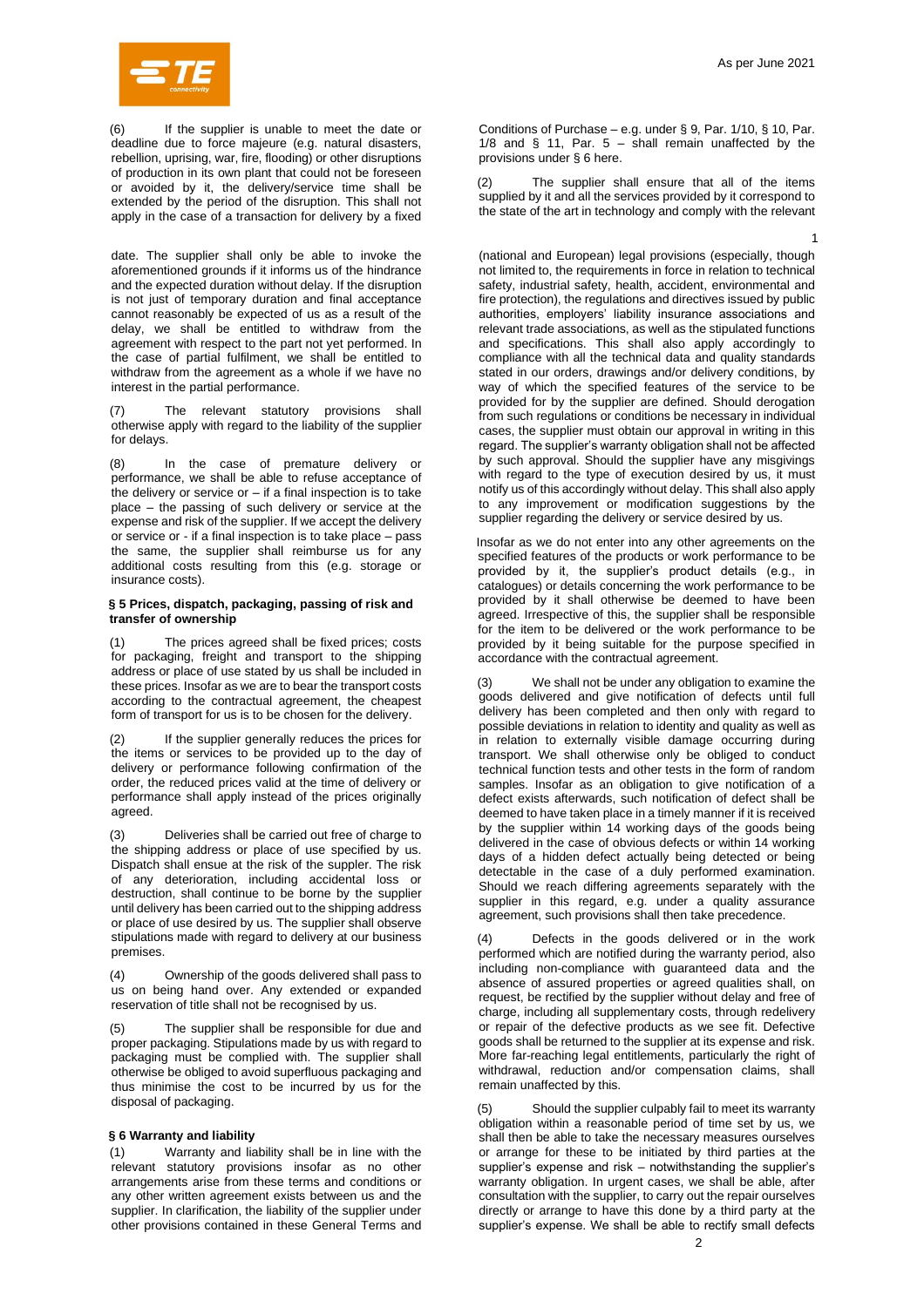(6) If the supplier is unable to meet the date or deadline due to force majeure (e.g. natural disasters, rebellion, uprising, war, fire, flooding) or other disruptions of production in its own plant that could not be foreseen or avoided by it, the delivery/service time shall be extended by the period of the disruption. This shall not apply in the case of a transaction for delivery by a fixed date. The supplier shall only be able to invoke the aforementioned grounds if it informs us of the hindrance and the expected duration without delay. If the disruption is not just of temporary duration and final acceptance cannot reasonably be expected of us as a result of the delay, we shall be entitled to withdraw from the agreement with respect to the part not yet performed. In the case of partial fulfilment, we shall be entitled to withdraw from the agreement as a whole if we have no interest in the partial performance.

(7) The relevant statutory provisions shall otherwise apply with regard to the liability of the supplier for delays.

(8) In the case of premature delivery or performance, we shall be able to refuse acceptance of the delivery or service or – if a final inspection is to take place – the passing of such delivery or service at the expense and risk of the supplier. If we accept the delivery or service or - if a final inspection is to take place - pass the same, the supplier shall reimburse us for any additional costs resulting from this (e.g. storage or insurance costs).

**§ 5 Prices, dispatch, packaging, passing of risk and transfer of ownership**

(1) The prices agreed shall be fixed prices; costs for packaging, freight and transport to the shipping address or place of use stated by us shall be included in these prices. Insofar as we are to bear the transport costs according to the contractual agreement, the cheapest form of transport for us is to be chosen for the delivery.

(2) If the supplier generally reduces the prices for the items or services to be provided up to the day of delivery or performance following confirmation of the order, the reduced prices valid at the time of delivery or performance shall apply instead of the prices originally agreed.

(3) Deliveries shall be carried out free of charge to the shipping address or place of use specified by us. Dispatch shall ensue at the risk of the suppler. The risk of any deterioration, including accidental loss or destruction, shall continue to be borne by the supplier until delivery has been carried out to the shipping address or place of use desired by us. The supplier shall observe stipulations made with regard to delivery at our business premises.

(4) Ownership of the goods delivered shall pass to us on being hand over. Any extended or expanded reservation of title shall not be recognised by us.

(5) The supplier shall be responsible for due and proper packaging. Stipulations made by us with regard to packaging must be complied with. The supplier shall otherwise be obliged to avoid superfluous packaging and thus minimise the cost to be incurred by us for the disposal of packaging.

**§ 6 Warranty and liability**

(1) Warranty and liability shall be in line with the relevant statutory provisions insofar as no other arrangements arise from these terms and conditions or any other written agreement exists between us and the supplier. In clarification, the liability of the supplier under other provisions contained in these General Terms and Conditions of Purchase – e.g. under § 9, Par. 1/10, § 10, Par. 1/8 and § 11, Par. 5 – shall remain unaffected by the provisions under § 6 here.

(2) The supplier shall ensure that all of the items supplied by it and all the services provided by it correspond to the state of the art in technology and comply with the relevant (national and European) legal provisions (especially, though not limited to, the requirements in force in relation to technical safety, industrial safety, health, accident, environmental and fire protection), the regulations and directives issued by public authorities, employers' liability insurance associations and relevant trade associations, as well as the stipulated functions and specifications. This shall also apply accordingly to compliance with all the technical data and quality standards stated in our orders, drawings and/or delivery conditions, by way of which the specified features of the service to be provided for by the supplier are defined. Should derogation from such regulations or conditions be necessary in individual cases, the supplier must obtain our approval in writing in this regard. The supplier's warranty obligation shall not be affected by such approval. Should the supplier have any misgivings with regard to the type of execution desired by us, it must notify us of this accordingly without delay. This shall also apply to any improvement or modification suggestions by the supplier regarding the delivery or service desired by us.

Insofar as we do not enter into any other agreements on the specified features of the products or work performance to be provided by it, the supplier's product details (e.g., in catalogues) or details concerning the work performance to be provided by it shall otherwise be deemed to have been agreed. Irrespective of this, the supplier shall be responsible for the item to be delivered or the work performance to be provided by it being suitable for the purpose specified in accordance with the contractual agreement.

(3) We shall not be under any obligation to examine the goods delivered and give notification of defects until full delivery has been completed and then only with regard to possible deviations in relation to identity and quality as well as in relation to externally visible damage occurring during transport. We shall otherwise only be obliged to conduct technical function tests and other tests in the form of random samples. Insofar as an obligation to give notification of a defect exists afterwards, such notification of defect shall be deemed to have taken place in a timely manner if it is received by the supplier within 14 working days of the goods being delivered in the case of obvious defects or within 14 working days of a hidden defect actually being detected or being detectable in the case of a duly performed examination. Should we reach differing agreements separately with the supplier in this regard, e.g. under a quality assurance agreement, such provisions shall then take precedence.

(4) Defects in the goods delivered or in the work performed which are notified during the warranty period, also including non-compliance with guaranteed data and the absence of assured properties or agreed qualities shall, on request, be rectified by the supplier without delay and free of charge, including all supplementary costs, through redelivery or repair of the defective products as we see fit. Defective goods shall be returned to the supplier at its expense and risk. More far-reaching legal entitlements, particularly the right of withdrawal, reduction and/or compensation claims, shall remain unaffected by this.

(5) Should the supplier culpably fail to meet its warranty obligation within a reasonable period of time set by us, we shall then be able to take the necessary measures ourselves or arrange for these to be initiated by third parties at the supplier's expense and risk – notwithstanding the supplier's warranty obligation. In urgent cases, we shall be able, after consultation with the supplier, to carry out the repair ourselves directly or arrange to have this done by a third party at the supplier's expense. We shall be able to rectify small defects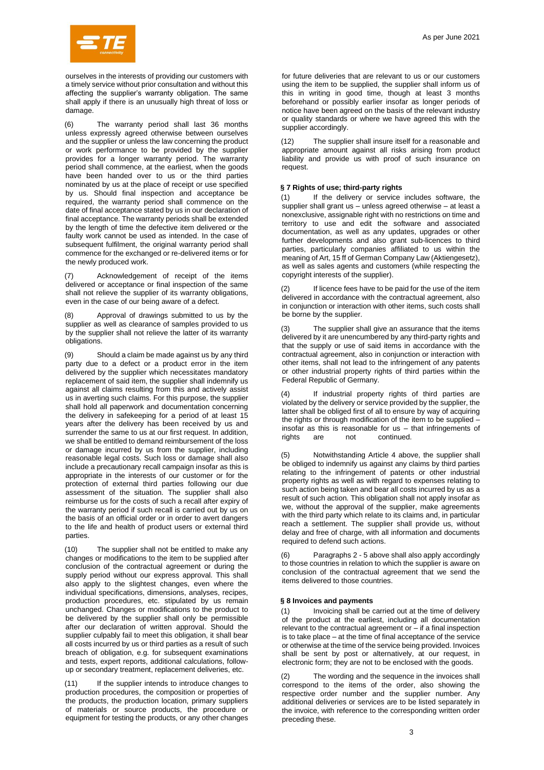ourselves in the interests of providing our customers with a timely service without prior consultation and without this affecting the supplier's warranty obligation. The same shall apply if there is an unusually high threat of loss or damage.

(6) The warranty period shall last 36 months unless expressly agreed otherwise between ourselves and the supplier or unless the law concerning the product or work performance to be provided by the supplier provides for a longer warranty period. The warranty period shall commence, at the earliest, when the goods have been handed over to us or the third parties nominated by us at the place of receipt or use specified by us. Should final inspection and acceptance be required, the warranty period shall commence on the date of final acceptance stated by us in our declaration of final acceptance. The warranty periods shall be extended by the length of time the defective item delivered or the faulty work cannot be used as intended. In the case of subsequent fulfilment, the original warranty period shall commence for the exchanged or re-delivered items or for the newly produced work.

(7) Acknowledgement of receipt of the items delivered or acceptance or final inspection of the same shall not relieve the supplier of its warranty obligations, even in the case of our being aware of a defect.

(8) Approval of drawings submitted to us by the supplier as well as clearance of samples provided to us by the supplier shall not relieve the latter of its warranty obligations.

(9) Should a claim be made against us by any third party due to a defect or a product error in the item delivered by the supplier which necessitates mandatory replacement of said item, the supplier shall indemnify us against all claims resulting from this and actively assist us in averting such claims. For this purpose, the supplier shall hold all paperwork and documentation concerning the delivery in safekeeping for a period of at least 15 years after the delivery has been received by us and surrender the same to us at our first request. In addition, we shall be entitled to demand reimbursement of the loss or damage incurred by us from the supplier, including reasonable legal costs. Such loss or damage shall also include a precautionary recall campaign insofar as this is appropriate in the interests of our customer or for the protection of external third parties following our due assessment of the situation. The supplier shall also reimburse us for the costs of such a recall after expiry of the warranty period if such recall is carried out by us on the basis of an official order or in order to avert dangers to the life and health of product users or external third parties.

(10) The supplier shall not be entitled to make any changes or modifications to the item to be supplied after conclusion of the contractual agreement or during the supply period without our express approval. This shall also apply to the slightest changes, even where the individual specifications, dimensions, analyses, recipes, production procedures, etc. stipulated by us remain unchanged. Changes or modifications to the product to be delivered by the supplier shall only be permissible after our declaration of written approval. Should the supplier culpably fail to meet this obligation, it shall bear all costs incurred by us or third parties as a result of such breach of obligation, e.g. for subsequent examinations and tests, expert reports, additional calculations, follow-up or secondary treatment, replacement deliveries, etc.

(11) If the supplier intends to introduce changes to production procedures, the composition or properties of the products, the production location, primary suppliers of materials or source products, the procedure or equipment for testing the products, or any other changes for future deliveries that are relevant to us or our customers using the item to be supplied, the supplier shall inform us of this in writing in good time, though at least 3 months beforehand or possibly earlier insofar as longer periods of notice have been agreed on the basis of the relevant industry or quality standards or where we have agreed this with the supplier accordingly.

(12) The supplier shall insure itself for a reasonable and appropriate amount against all risks arising from product liability and provide us with proof of such insurance on request.

### § 7 Rights of use; third-party rights

(1) If the delivery or service includes software, the supplier shall grant us – unless agreed otherwise – at least a nonexclusive, assignable right with no restrictions on time and territory to use and edit the software and associated documentation, as well as any updates, upgrades or other further developments and also grant sub-licences to third parties, particularly companies affiliated to us within the meaning of Art, 15 ff of German Company Law (Aktiengesetz), as well as sales agents and customers (while respecting the copyright interests of the supplier).

(2) If licence fees have to be paid for the use of the item delivered in accordance with the contractual agreement, also in conjunction or interaction with other items, such costs shall be borne by the supplier.

(3) The supplier shall give an assurance that the items delivered by it are unencumbered by any third-party rights and that the supply or use of said items in accordance with the contractual agreement, also in conjunction or interaction with other items, shall not lead to the infringement of any patents or other industrial property rights of third parties within the Federal Republic of Germany.

(4) If industrial property rights of third parties are violated by the delivery or service provided by the supplier, the latter shall be obliged first of all to ensure by way of acquiring the rights or through modification of the item to be supplied – insofar as this is reasonable for us – that infringements of rights are not continued.

(5) Notwithstanding Article 4 above, the supplier shall be obliged to indemnify us against any claims by third parties relating to the infringement of patents or other industrial property rights as well as with regard to expenses relating to such action being taken and bear all costs incurred by us as a result of such action. This obligation shall not apply insofar as we, without the approval of the supplier, make agreements with the third party which relate to its claims and, in particular reach a settlement. The supplier shall provide us, without delay and free of charge, with all information and documents required to defend such actions.

(6) Paragraphs 2 - 5 above shall also apply accordingly to those countries in relation to which the supplier is aware on conclusion of the contractual agreement that we send the items delivered to those countries.

### § 8 Invoices and payments

(1) Invoicing shall be carried out at the time of delivery of the product at the earliest, including all documentation relevant to the contractual agreement or – if a final inspection is to take place – at the time of final acceptance of the service or otherwise at the time of the service being provided. Invoices shall be sent by post or alternatively, at our request, in electronic form; they are not to be enclosed with the goods.

(2) The wording and the sequence in the invoices shall correspond to the items of the order, also showing the respective order number and the supplier number. Any additional deliveries or services are to be listed separately in the invoice, with reference to the corresponding written order preceding these.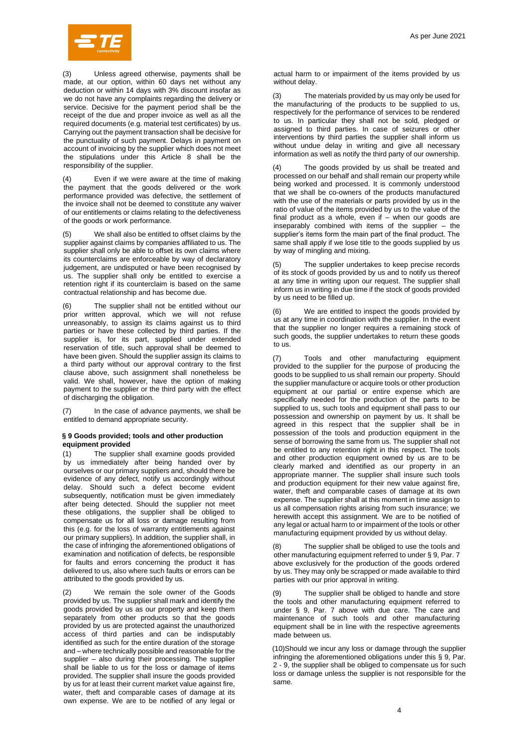(3) Unless agreed otherwise, payments shall be made, at our option, within 60 days net without any deduction or within 14 days with 3% discount insofar as we do not have any complaints regarding the delivery or service. Decisive for the payment period shall be the receipt of the due and proper invoice as well as all the required documents (e.g. material test certificates) by us. Carrying out the payment transaction shall be decisive for the punctuality of such payment. Delays in payment on account of invoicing by the supplier which does not meet the stipulations under this Article 8 shall be the responsibility of the supplier.

(4) Even if we were aware at the time of making the payment that the goods delivered or the work performance provided was defective, the settlement of the invoice shall not be deemed to constitute any waiver of our entitlements or claims relating to the defectiveness of the goods or work performance.

(5) We shall also be entitled to offset claims by the supplier against claims by companies affiliated to us. The supplier shall only be able to offset its own claims where its counterclaims are enforceable by way of declaratory judgement, are undisputed or have been recognised by us. The supplier shall only be entitled to exercise a retention right if its counterclaim is based on the same contractual relationship and has become due.

(6) The supplier shall not be entitled without our prior written approval, which we will not refuse unreasonably, to assign its claims against us to third parties or have these collected by third parties. If the supplier is, for its part, supplied under extended reservation of title, such approval shall be deemed to have been given. Should the supplier assign its claims to a third party without our approval contrary to the first clause above, such assignment shall nonetheless be valid. We shall, however, have the option of making payment to the supplier or the third party with the effect of discharging the obligation.

(7) In the case of advance payments, we shall be entitled to demand appropriate security.

**§ 9 Goods provided; tools and other production equipment provided**

(1) The supplier shall examine goods provided by us immediately after being handed over by ourselves or our primary suppliers and, should there be evidence of any defect, notify us accordingly without delay. Should such a defect become evident subsequently, notification must be given immediately after being detected. Should the supplier not meet these obligations, the supplier shall be obliged to compensate us for all loss or damage resulting from this (e.g. for the loss of warranty entitlements against our primary suppliers). In addition, the supplier shall, in the case of infringing the aforementioned obligations of examination and notification of defects, be responsible for faults and errors concerning the product it has delivered to us, also where such faults or errors can be attributed to the goods provided by us.

(2) We remain the sole owner of the Goods provided by us. The supplier shall mark and identify the goods provided by us as our property and keep them separately from other products so that the goods provided by us are protected against the unauthorized access of third parties and can be indisputably identified as such for the entire duration of the storage and – where technically possible and reasonable for the supplier – also during their processing. The supplier shall be liable to us for the loss or damage of items provided. The supplier shall insure the goods provided by us for at least their current market value against fire, water, theft and comparable cases of damage at its own expense. We are to be notified of any legal or actual harm to or impairment of the items provided by us without delay.

(3) The materials provided by us may only be used for the manufacturing of the products to be supplied to us, respectively for the performance of services to be rendered to us. In particular they shall not be sold, pledged or assigned to third parties. In case of seizures or other interventions by third parties the supplier shall inform us without undue delay in writing and give all necessary information as well as notify the third party of our ownership.

(4) The goods provided by us shall be treated and processed on our behalf and shall remain our property while being worked and processed. It is commonly understood that we shall be co-owners of the products manufactured with the use of the materials or parts provided by us in the ratio of value of the items provided by us to the value of the final product as a whole, even if – when our goods are inseparably combined with items of the supplier – the supplier's items form the main part of the final product. The same shall apply if we lose title to the goods supplied by us by way of mingling and mixing.

(5) The supplier undertakes to keep precise records of its stock of goods provided by us and to notify us thereof at any time in writing upon our request. The supplier shall inform us in writing in due time if the stock of goods provided by us need to be filled up.

(6) We are entitled to inspect the goods provided by us at any time in coordination with the supplier. In the event that the supplier no longer requires a remaining stock of such goods, the supplier undertakes to return these goods to us.

(7) Tools and other manufacturing equipment provided to the supplier for the purpose of producing the goods to be supplied to us shall remain our property. Should the supplier manufacture or acquire tools or other production equipment at our partial or entire expense which are specifically needed for the production of the parts to be supplied to us, such tools and equipment shall pass to our possession and ownership on payment by us. It shall be agreed in this respect that the supplier shall be in possession of the tools and production equipment in the sense of borrowing the same from us. The supplier shall not be entitled to any retention right in this respect. The tools and other production equipment owned by us are to be clearly marked and identified as our property in an appropriate manner. The supplier shall insure such tools and production equipment for their new value against fire, water, theft and comparable cases of damage at its own expense. The supplier shall at this moment in time assign to us all compensation rights arising from such insurance; we herewith accept this assignment. We are to be notified of any legal or actual harm to or impairment of the tools or other manufacturing equipment provided by us without delay.

(8) The supplier shall be obliged to use the tools and other manufacturing equipment referred to under § 9, Par. 7 above exclusively for the production of the goods ordered by us. They may only be scrapped or made available to third parties with our prior approval in writing.

(9) The supplier shall be obliged to handle and store the tools and other manufacturing equipment referred to under § 9, Par. 7 above with due care. The care and maintenance of such tools and other manufacturing equipment shall be in line with the respective agreements made between us.

(10) Should we incur any loss or damage through the supplier infringing the aforementioned obligations under this § 9, Par. 2 - 9, the supplier shall be obliged to compensate us for such loss or damage unless the supplier is not responsible for the same.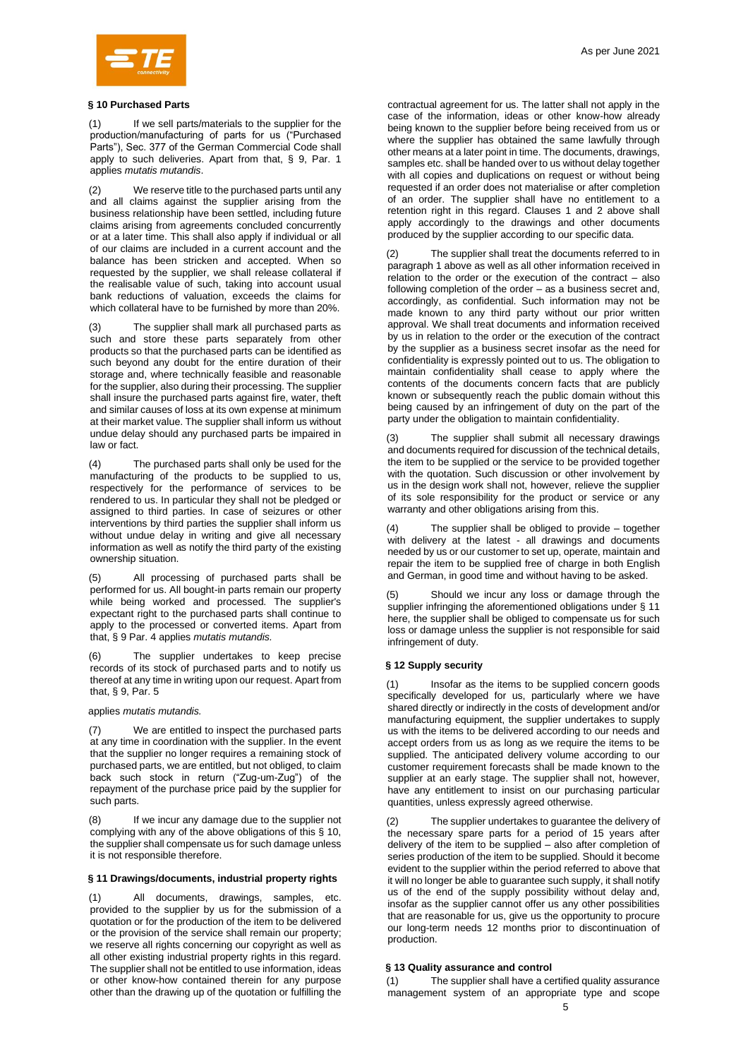## § 10 Purchased Parts

(1) If we sell parts/materials to the supplier for the production/manufacturing of parts for us ("Purchased Parts"), Sec. 377 of the German Commercial Code shall apply to such deliveries. Apart from that, § 9, Par. 1 applies *mutatis mutandis*.

(2) We reserve title to the purchased parts until any and all claims against the supplier arising from the business relationship have been settled, including future claims arising from agreements concluded concurrently or at a later time. This shall also apply if individual or all of our claims are included in a current account and the balance has been stricken and accepted. When so requested by the supplier, we shall release collateral if the realisable value of such, taking into account usual bank reductions of valuation, exceeds the claims for which collateral have to be furnished by more than 20%.

(3) The supplier shall mark all purchased parts as such and store these parts separately from other products so that the purchased parts can be identified as such beyond any doubt for the entire duration of their storage and, where technically feasible and reasonable for the supplier, also during their processing. The supplier shall insure the purchased parts against fire, water, theft and similar causes of loss at its own expense at minimum at their market value. The supplier shall inform us without undue delay should any purchased parts be impaired in law or fact.

(4) The purchased parts shall only be used for the manufacturing of the products to be supplied to us, respectively for the performance of services to be rendered to us. In particular they shall not be pledged or assigned to third parties. In case of seizures or other interventions by third parties the supplier shall inform us without undue delay in writing and give all necessary information as well as notify the third party of the existing ownership situation.

(5) All processing of purchased parts shall be performed for us. All bought-in parts remain our property while being worked and processed. The supplier's expectant right to the purchased parts shall continue to apply to the processed or converted items. Apart from that, § 9 Par. 4 applies *mutatis mutandis.*

(6) The supplier undertakes to keep precise records of its stock of purchased parts and to notify us thereof at any time in writing upon our request. Apart from that, § 9, Par. 5

applies *mutatis mutandis.*

(7) We are entitled to inspect the purchased parts at any time in coordination with the supplier. In the event that the supplier no longer requires a remaining stock of purchased parts, we are entitled, but not obliged, to claim back such stock in return ("Zug-um-Zug") of the repayment of the purchase price paid by the supplier for such parts.

(8) If we incur any damage due to the supplier not complying with any of the above obligations of this § 10, the supplier shall compensate us for such damage unless it is not responsible therefore.

## § 11 Drawings/documents, industrial property rights

(1) All documents, drawings, samples, etc. provided to the supplier by us for the submission of a quotation or for the production of the item to be delivered or the provision of the service shall remain our property; we reserve all rights concerning our copyright as well as all other existing industrial property rights in this regard. The supplier shall not be entitled to use information, ideas or other know-how contained therein for any purpose other than the drawing up of the quotation or fulfilling the contractual agreement for us. The latter shall not apply in the case of the information, ideas or other know-how already being known to the supplier before being received from us or where the supplier has obtained the same lawfully through other means at a later point in time. The documents, drawings, samples etc. shall be handed over to us without delay together with all copies and duplications on request or without being requested if an order does not materialise or after completion of an order. The supplier shall have no entitlement to a retention right in this regard. Clauses 1 and 2 above shall apply accordingly to the drawings and other documents produced by the supplier according to our specific data.

(2) The supplier shall treat the documents referred to in paragraph 1 above as well as all other information received in relation to the order or the execution of the contract – also following completion of the order – as a business secret and, accordingly, as confidential. Such information may not be made known to any third party without our prior written approval. We shall treat documents and information received by us in relation to the order or the execution of the contract by the supplier as a business secret insofar as the need for confidentiality is expressly pointed out to us. The obligation to maintain confidentiality shall cease to apply where the contents of the documents concern facts that are publicly known or subsequently reach the public domain without this being caused by an infringement of duty on the part of the party under the obligation to maintain confidentiality.

(3) The supplier shall submit all necessary drawings and documents required for discussion of the technical details, the item to be supplied or the service to be provided together with the quotation. Such discussion or other involvement by us in the design work shall not, however, relieve the supplier of its sole responsibility for the product or service or any warranty and other obligations arising from this.

(4) The supplier shall be obliged to provide – together with delivery at the latest - all drawings and documents needed by us or our customer to set up, operate, maintain and repair the item to be supplied free of charge in both English and German, in good time and without having to be asked.

(5) Should we incur any loss or damage through the supplier infringing the aforementioned obligations under § 11 here, the supplier shall be obliged to compensate us for such loss or damage unless the supplier is not responsible for said infringement of duty.

## § 12 Supply security

(1) Insofar as the items to be supplied concern goods specifically developed for us, particularly where we have shared directly or indirectly in the costs of development and/or manufacturing equipment, the supplier undertakes to supply us with the items to be delivered according to our needs and accept orders from us as long as we require the items to be supplied. The anticipated delivery volume according to our customer requirement forecasts shall be made known to the supplier at an early stage. The supplier shall not, however, have any entitlement to insist on our purchasing particular quantities, unless expressly agreed otherwise.

(2) The supplier undertakes to guarantee the delivery of the necessary spare parts for a period of 15 years after delivery of the item to be supplied – also after completion of series production of the item to be supplied. Should it become evident to the supplier within the period referred to above that it will no longer be able to guarantee such supply, it shall notify us of the end of the supply possibility without delay and, insofar as the supplier cannot offer us any other possibilities that are reasonable for us, give us the opportunity to procure our long-term needs 12 months prior to discontinuation of production.

## § 13 Quality assurance and control

(1) The supplier shall have a certified quality assurance management system of an appropriate type and scope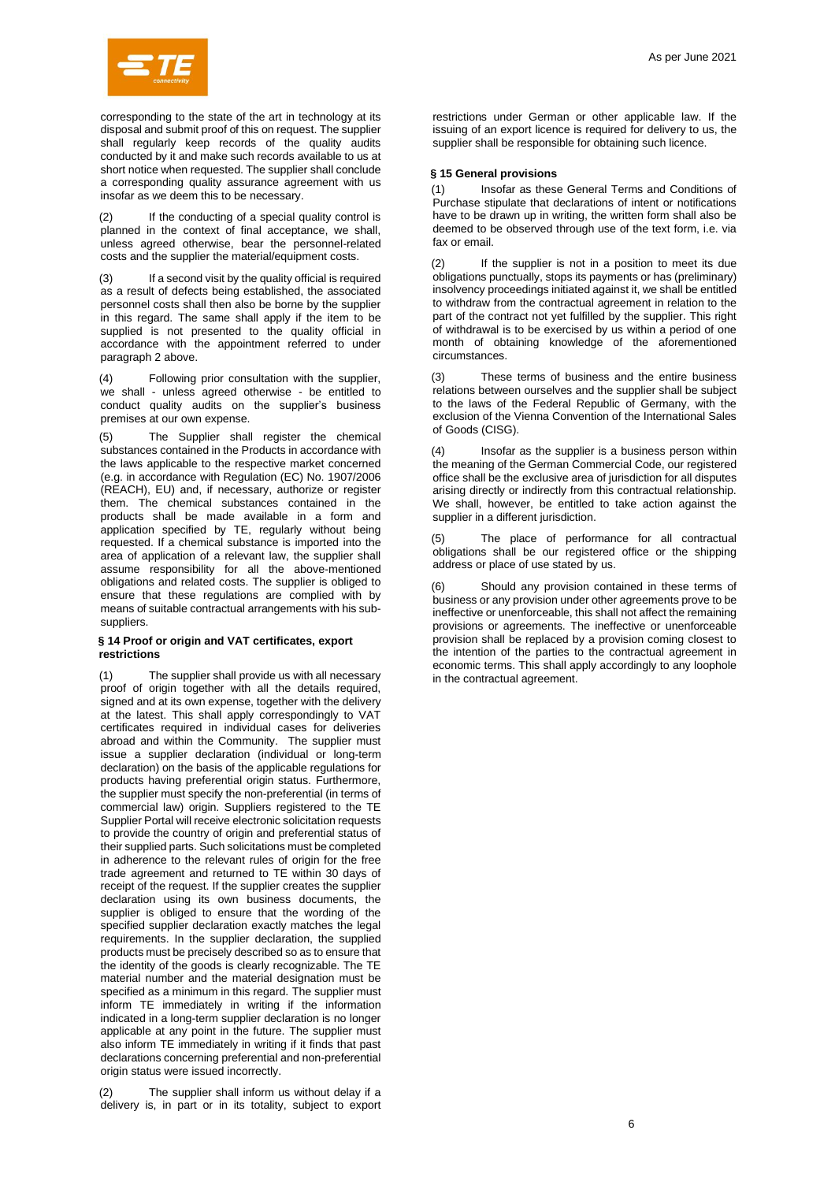corresponding to the state of the art in technology at its disposal and submit proof of this on request. The supplier shall regularly keep records of the quality audits conducted by it and make such records available to us at short notice when requested. The supplier shall conclude a corresponding quality assurance agreement with us insofar as we deem this to be necessary.

(2) If the conducting of a special quality control is planned in the context of final acceptance, we shall, unless agreed otherwise, bear the personnel-related costs and the supplier the material/equipment costs.

(3) If a second visit by the quality official is required as a result of defects being established, the associated personnel costs shall then also be borne by the supplier in this regard. The same shall apply if the item to be supplied is not presented to the quality official in accordance with the appointment referred to under paragraph 2 above.

(4) Following prior consultation with the supplier, we shall - unless agreed otherwise - be entitled to conduct quality audits on the supplier's business premises at our own expense.

(5) The Supplier shall register the chemical substances contained in the Products in accordance with the laws applicable to the respective market concerned (e.g. in accordance with Regulation (EC) No. 1907/2006 (REACH), EU) and, if necessary, authorize or register them. The chemical substances contained in the products shall be made available in a form and application specified by TE, regularly without being requested. If a chemical substance is imported into the area of application of a relevant law, the supplier shall assume responsibility for all the above-mentioned obligations and related costs. The supplier is obliged to ensure that these regulations are complied with by means of suitable contractual arrangements with his sub-suppliers.

**§ 14 Proof or origin and VAT certificates, export restrictions**

(1) The supplier shall provide us with all necessary proof of origin together with all the details required, signed and at its own expense, together with the delivery at the latest. This shall apply correspondingly to VAT certificates required in individual cases for deliveries abroad and within the Community. The supplier must issue a supplier declaration (individual or long-term declaration) on the basis of the applicable regulations for products having preferential origin status. Furthermore, the supplier must specify the non-preferential (in terms of commercial law) origin. Suppliers registered to the TE Supplier Portal will receive electronic solicitation requests to provide the country of origin and preferential status of their supplied parts. Such solicitations must be completed in adherence to the relevant rules of origin for the free trade agreement and returned to TE within 30 days of receipt of the request. If the supplier creates the supplier declaration using its own business documents, the supplier is obliged to ensure that the wording of the specified supplier declaration exactly matches the legal requirements. In the supplier declaration, the supplied products must be precisely described so as to ensure that the identity of the goods is clearly recognizable. The TE material number and the material designation must be specified as a minimum in this regard. The supplier must inform TE immediately in writing if the information indicated in a long-term supplier declaration is no longer applicable at any point in the future. The supplier must also inform TE immediately in writing if it finds that past declarations concerning preferential and non-preferential origin status were issued incorrectly.

(2) The supplier shall inform us without delay if a delivery is, in part or in its totality, subject to export restrictions under German or other applicable law. If the issuing of an export licence is required for delivery to us, the supplier shall be responsible for obtaining such licence.

**§ 15 General provisions**

(1) Insofar as these General Terms and Conditions of Purchase stipulate that declarations of intent or notifications have to be drawn up in writing, the written form shall also be deemed to be observed through use of the text form, i.e. via fax or email.

(2) If the supplier is not in a position to meet its due obligations punctually, stops its payments or has (preliminary) insolvency proceedings initiated against it, we shall be entitled to withdraw from the contractual agreement in relation to the part of the contract not yet fulfilled by the supplier. This right of withdrawal is to be exercised by us within a period of one month of obtaining knowledge of the aforementioned circumstances.

(3) These terms of business and the entire business relations between ourselves and the supplier shall be subject to the laws of the Federal Republic of Germany, with the exclusion of the Vienna Convention of the International Sales of Goods (CISG).

(4) Insofar as the supplier is a business person within the meaning of the German Commercial Code, our registered office shall be the exclusive area of jurisdiction for all disputes arising directly or indirectly from this contractual relationship. We shall, however, be entitled to take action against the supplier in a different jurisdiction.

(5) The place of performance for all contractual obligations shall be our registered office or the shipping address or place of use stated by us.

(6) Should any provision contained in these terms of business or any provision under other agreements prove to be ineffective or unenforceable, this shall not affect the remaining provisions or agreements. The ineffective or unenforceable provision shall be replaced by a provision coming closest to the intention of the parties to the contractual agreement in economic terms. This shall apply accordingly to any loophole in the contractual agreement.